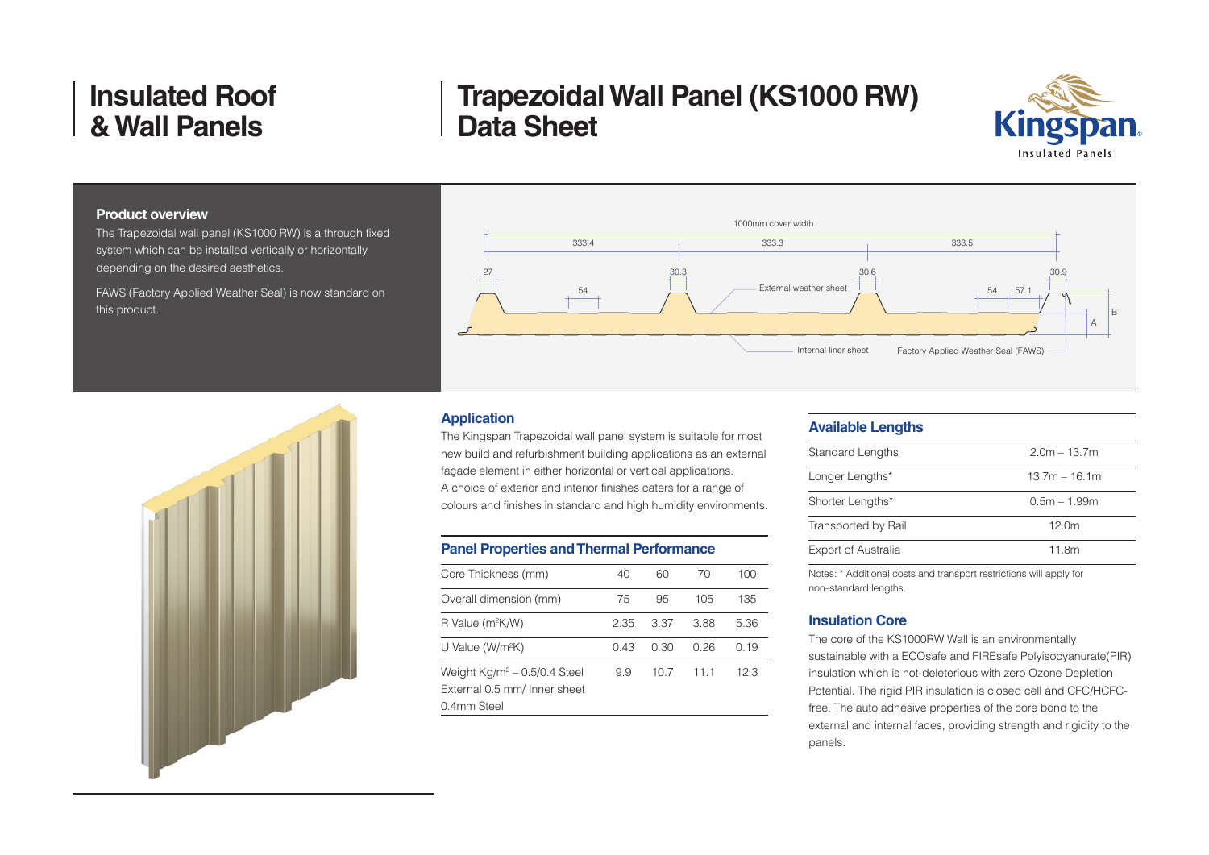# Insulated Roof & Wall Panels

# Trapezoidal Wall Panel (KS1000 RW) Data Sheet

## Product overview

The Trapezoidal wall panel (KS1000 RW) is a through fixed system which can be installed vertically or horizontally depending on the desired aesthetics.

FAWS (Factory Applied Weather Seal) is now standard on this product.

1000mm cover width

333.4 | 333.3 | 333.5

27 | 54 | 30.3 | External weather sheet | 30.6 | 54 | 57.1 | 30.9 | A | B

Internal liner sheet | Factory Applied Weather Seal (FAWS)

## Application

The Kingspan Trapezoidal wall panel system is suitable for most new build and refurbishment building applications as an external façade element in either horizontal or vertical applications.
A choice of exterior and interior finishes caters for a range of colours and finishes in standard and high humidity environments.

## Panel Properties and Thermal Performance

| Core Thickness (mm) | 40 | 60 | 70 | 100 |
|---|---|---|---|---|
| Overall dimension (mm) | 75 | 95 | 105 | 135 |
| R Value ($m^2K/W$) | 2.35 | 3.37 | 3.88 | 5.36 |
| U Value ($W/m^2K$) | 0.43 | 0.30 | 0.26 | 0.19 |
| Weight $Kg/m^2$ – 0.5/0.4 Steel External 0.5 mm/ Inner sheet 0.4mm Steel | 9.9 | 10.7 | 11.1 | 12.3 |

## Available Lengths

| | |
|---|---|
| Standard Lengths | 2.0m – 13.7m |
| Longer Lengths* | 13.7m – 16.1m |
| Shorter Lengths* | 0.5m – 1.99m |
| Transported by Rail | 12.0m |
| Export of Australia | 11.8m |

Notes: * Additional costs and transport restrictions will apply for non–standard lengths.

## Insulation Core

The core of the KS1000RW Wall is an environmentally sustainable with a ECOsafe and FIREsafe Polyisocyanurate(PIR) insulation which is not-deleterious with zero Ozone Depletion Potential. The rigid PIR insulation is closed cell and CFC/HCFC-free. The auto adhesive properties of the core bond to the external and internal faces, providing strength and rigidity to the panels.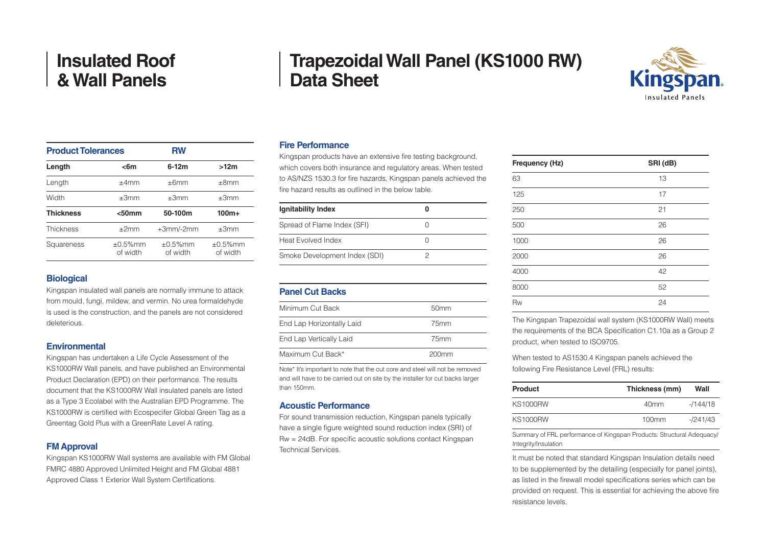# Insulated Roof & Wall Panels

# Trapezoidal Wall Panel (KS1000 RW) Data Sheet

| Product Tolerances | RW | | |
|---|---|---|---|
| **Length** | **<6m** | **6-12m** | **>12m** |
| Length | ±4mm | ±6mm | ±8mm |
| Width | ±3mm | ±3mm | ±3mm |
| **Thickness** | **<50mm** | **50-100m** | **100m+** |
| Thickness | ±2mm | +3mm/-2mm | ±3mm |
| Squareness | ±0.5%mm of width | ±0.5%mm of width | ±0.5%mm of width |

## Biological

Kingspan insulated wall panels are normally immune to attack from mould, fungi, mildew, and vermin. No urea formaldehyde is used is the construction, and the panels are not considered deleterious.

## Environmental

Kingspan has undertaken a Life Cycle Assessment of the KS1000RW Wall panels, and have published an Environmental Product Declaration (EPD) on their performance. The results document that the KS1000RW Wall insulated panels are listed as a Type 3 Ecolabel with the Australian EPD Programme. The KS1000RW is certified with Ecospecifer Global Green Tag as a Greentag Gold Plus with a GreenRate Level A rating.

## FM Approval

Kingspan KS1000RW Wall systems are available with FM Global FMRC 4880 Approved Unlimited Height and FM Global 4881 Approved Class 1 Exterior Wall System Certifications.

## Fire Performance

Kingspan products have an extensive fire testing background, which covers both insurance and regulatory areas. When tested to AS/NZS 1530.3 for fire hazards, Kingspan panels achieved the fire hazard results as outlined in the below table.

| Ignitability Index | 0 |
|---|---|
| Spread of Flame Index (SFI) | 0 |
| Heat Evolved Index | 0 |
| Smoke Development Index (SDI) | 2 |

## Panel Cut Backs

| | |
|---|---|
| Minimum Cut Back | 50mm |
| End Lap Horizontally Laid | 75mm |
| End Lap Vertically Laid | 75mm |
| Maximum Cut Back* | 200mm |

Note* It's important to note that the cut core and steel will not be removed and will have to be carried out on site by the installer for cut backs larger than 150mm.

## Acoustic Performance

For sound transmission reduction, Kingspan panels typically have a single figure weighted sound reduction index (SRI) of Rw = 24dB. For specific acoustic solutions contact Kingspan Technical Services.

| Frequency (Hz) | SRI (dB) |
|---|---|
| 63 | 13 |
| 125 | 17 |
| 250 | 21 |
| 500 | 26 |
| 1000 | 26 |
| 2000 | 26 |
| 4000 | 42 |
| 8000 | 52 |
| Rw | 24 |

The Kingspan Trapezoidal wall system (KS1000RW Wall) meets the requirements of the BCA Specification C1.10a as a Group 2 product, when tested to ISO9705.

When tested to AS1530.4 Kingspan panels achieved the following Fire Resistance Level (FRL) results:

| Product | Thickness (mm) | Wall |
|---|---|---|
| KS1000RW | 40mm | -/144/18 |
| KS1000RW | 100mm | -/241/43 |

Summary of FRL performance of Kingspan Products: Structural Adequacy/ Integrity/Insulation

It must be noted that standard Kingspan Insulation details need to be supplemented by the detailing (especially for panel joints), as listed in the firewall model specifications series which can be provided on request. This is essential for achieving the above fire resistance levels.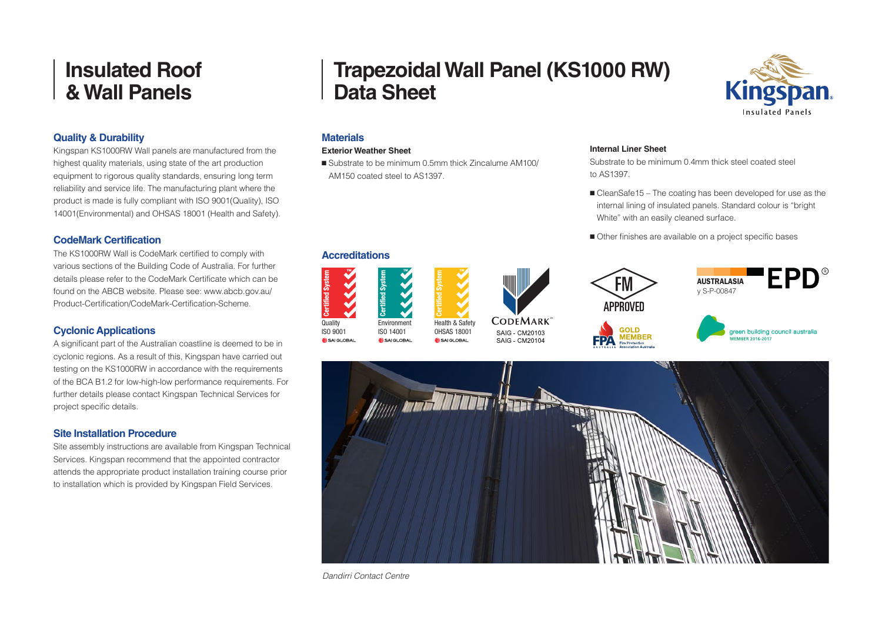# Insulated Roof & Wall Panels

# Trapezoidal Wall Panel (KS1000 RW) Data Sheet

## Quality & Durability

Kingspan KS1000RW Wall panels are manufactured from the highest quality materials, using state of the art production equipment to rigorous quality standards, ensuring long term reliability and service life. The manufacturing plant where the product is made is fully compliant with ISO 9001(Quality), ISO 14001(Environmental) and OHSAS 18001 (Health and Safety).

## CodeMark Certification

The KS1000RW Wall is CodeMark certified to comply with various sections of the Building Code of Australia. For further details please refer to the CodeMark Certificate which can be found on the ABCB website. Please see: www.abcb.gov.au/Product-Certification/CodeMark-Certification-Scheme.

## Cyclonic Applications

A significant part of the Australian coastline is deemed to be in cyclonic regions. As a result of this, Kingspan have carried out testing on the KS1000RW in accordance with the requirements of the BCA B1.2 for low-high-low performance requirements. For further details please contact Kingspan Technical Services for project specific details.

## Site Installation Procedure

Site assembly instructions are available from Kingspan Technical Services. Kingspan recommend that the appointed contractor attends the appropriate product installation training course prior to installation which is provided by Kingspan Field Services.

## Materials

**Exterior Weather Sheet**

- Substrate to be minimum 0.5mm thick Zincalume AM100/AM150 coated steel to AS1397.

**Internal Liner Sheet**

Substrate to be minimum 0.4mm thick steel coated steel to AS1397.

- CleanSafe15 – The coating has been developed for use as the internal lining of insulated panels. Standard colour is "bright White" with an easily cleaned surface.
- Other finishes are available on a project specific bases

## Accreditations

Quality ISO 9001 SAI GLOBAL

Environment ISO 14001 SAI GLOBAL

Health & Safety OHSAS 18001 SAI GLOBAL

CODEMARK SAIG - CM20103 SAIG - CM20104

FM APPROVED

FPA Australia GOLD MEMBER Fire Protection Association Australia

AUSTRALASIA EPD S-P-00847

green building council australia MEMBER 2016-2017

*Dandirri Contact Centre*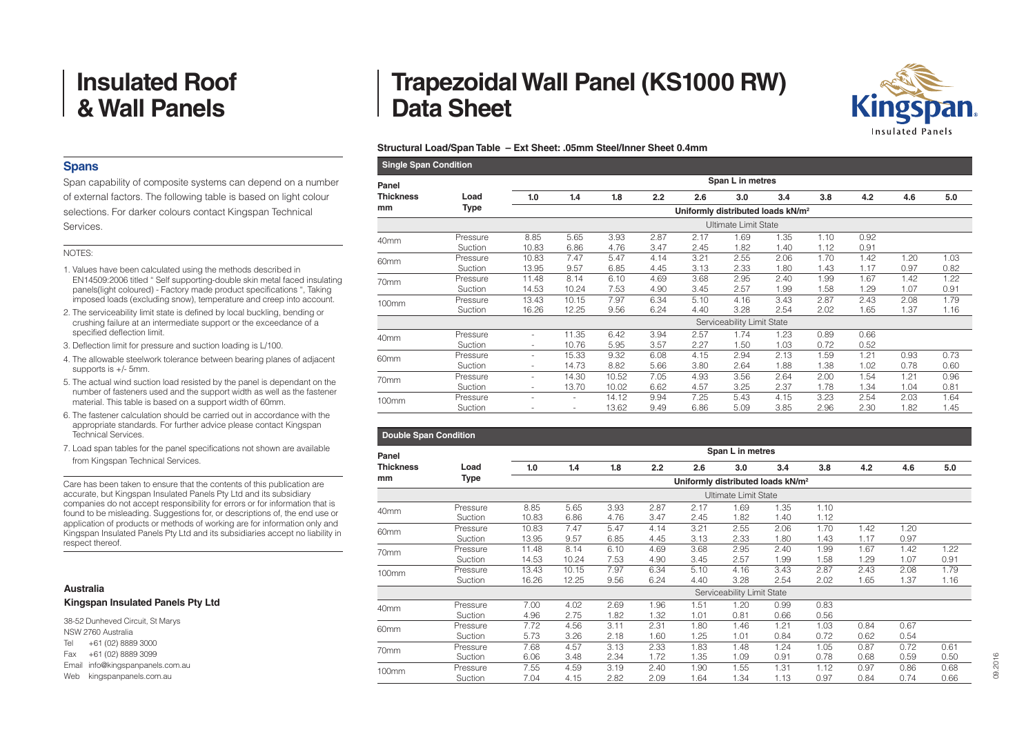# Insulated Roof & Wall Panels

# Trapezoidal Wall Panel (KS1000 RW) Data Sheet

## Spans

Span capability of composite systems can depend on a number of external factors. The following table is based on light colour selections. For darker colours contact Kingspan Technical Services.

NOTES:

1. Values have been calculated using the methods described in EN14509:2006 titled " Self supporting-double skin metal faced insulating panels(light coloured) - Factory made product specifications ", Taking imposed loads (excluding snow), temperature and creep into account.
2. The serviceability limit state is defined by local buckling, bending or crushing failure at an intermediate support or the exceedance of a specified deflection limit.
3. Deflection limit for pressure and suction loading is L/100.
4. The allowable steelwork tolerance between bearing planes of adjacent supports is +/- 5mm.
5. The actual wind suction load resisted by the panel is dependant on the number of fasteners used and the support width as well as the fastener material. This table is based on a support width of 60mm.
6. The fastener calculation should be carried out in accordance with the appropriate standards. For further advice please contact Kingspan Technical Services.
7. Load span tables for the panel specifications not shown are available from Kingspan Technical Services.

Care has been taken to ensure that the contents of this publication are accurate, but Kingspan Insulated Panels Pty Ltd and its subsidiary companies do not accept responsibility for errors or for information that is found to be misleading. Suggestions for, or descriptions of, the end use or application of products or methods of working are for information only and Kingspan Insulated Panels Pty Ltd and its subsidiaries accept no liability in respect thereof.

**Australia**

**Kingspan Insulated Panels Pty Ltd**

38-52 Dunheved Circuit, St Marys
NSW 2760 Australia
Tel +61 (02) 8889 3000
Fax +61 (02) 8889 3099
Email info@kingspanpanels.com.au
Web kingspanpanels.com.au

**Structural Load/Span Table – Ext Sheet: .05mm Steel/Inner Sheet 0.4mm**

### Single Span Condition

| Panel Thickness mm | Load Type | Span L in metres | | | | | | | | | | |
|---|---|---|---|---|---|---|---|---|---|---|---|---|
| | | 1.0 | 1.4 | 1.8 | 2.2 | 2.6 | 3.0 | 3.4 | 3.8 | 4.2 | 4.6 | 5.0 |
| | | Uniformly distributed loads kN/m² | | | | | | | | | | |
| | | Ultimate Limit State | | | | | | | | | | |
| 40mm | Pressure | 8.85 | 5.65 | 3.93 | 2.87 | 2.17 | 1.69 | 1.35 | 1.10 | 0.92 | | |
| | Suction | 10.83 | 6.86 | 4.76 | 3.47 | 2.45 | 1.82 | 1.40 | 1.12 | 0.91 | | |
| 60mm | Pressure | 10.83 | 7.47 | 5.47 | 4.14 | 3.21 | 2.55 | 2.06 | 1.70 | 1.42 | 1.20 | 1.03 |
| | Suction | 13.95 | 9.57 | 6.85 | 4.45 | 3.13 | 2.33 | 1.80 | 1.43 | 1.17 | 0.97 | 0.82 |
| 70mm | Pressure | 11.48 | 8.14 | 6.10 | 4.69 | 3.68 | 2.95 | 2.40 | 1.99 | 1.67 | 1.42 | 1.22 |
| | Suction | 14.53 | 10.24 | 7.53 | 4.90 | 3.45 | 2.57 | 1.99 | 1.58 | 1.29 | 1.07 | 0.91 |
| 100mm | Pressure | 13.43 | 10.15 | 7.97 | 6.34 | 5.10 | 4.16 | 3.43 | 2.87 | 2.43 | 2.08 | 1.79 |
| | Suction | 16.26 | 12.25 | 9.56 | 6.24 | 4.40 | 3.28 | 2.54 | 2.02 | 1.65 | 1.37 | 1.16 |
| | | Serviceability Limit State | | | | | | | | | | |
| 40mm | Pressure | - | 11.35 | 6.42 | 3.94 | 2.57 | 1.74 | 1.23 | 0.89 | 0.66 | | |
| | Suction | - | 10.76 | 5.95 | 3.57 | 2.27 | 1.50 | 1.03 | 0.72 | 0.52 | | |
| 60mm | Pressure | - | 15.33 | 9.32 | 6.08 | 4.15 | 2.94 | 2.13 | 1.59 | 1.21 | 0.93 | 0.73 |
| | Suction | - | 14.73 | 8.82 | 5.66 | 3.80 | 2.64 | 1.88 | 1.38 | 1.02 | 0.78 | 0.60 |
| 70mm | Pressure | - | 14.30 | 10.52 | 7.05 | 4.93 | 3.56 | 2.64 | 2.00 | 1.54 | 1.21 | 0.96 |
| | Suction | - | 13.70 | 10.02 | 6.62 | 4.57 | 3.25 | 2.37 | 1.78 | 1.34 | 1.04 | 0.81 |
| 100mm | Pressure | - | - | 14.12 | 9.94 | 7.25 | 5.43 | 4.15 | 3.23 | 2.54 | 2.03 | 1.64 |
| | Suction | - | - | 13.62 | 9.49 | 6.86 | 5.09 | 3.85 | 2.96 | 2.30 | 1.82 | 1.45 |

### Double Span Condition

| Panel Thickness mm | Load Type | Span L in metres | | | | | | | | | | |
|---|---|---|---|---|---|---|---|---|---|---|---|---|
| | | 1.0 | 1.4 | 1.8 | 2.2 | 2.6 | 3.0 | 3.4 | 3.8 | 4.2 | 4.6 | 5.0 |
| | | Uniformly distributed loads kN/m² | | | | | | | | | | |
| | | Ultimate Limit State | | | | | | | | | | |
| 40mm | Pressure | 8.85 | 5.65 | 3.93 | 2.87 | 2.17 | 1.69 | 1.35 | 1.10 | | | |
| | Suction | 10.83 | 6.86 | 4.76 | 3.47 | 2.45 | 1.82 | 1.40 | 1.12 | | | |
| 60mm | Pressure | 10.83 | 7.47 | 5.47 | 4.14 | 3.21 | 2.55 | 2.06 | 1.70 | 1.42 | 1.20 | |
| | Suction | 13.95 | 9.57 | 6.85 | 4.45 | 3.13 | 2.33 | 1.80 | 1.43 | 1.17 | 0.97 | |
| 70mm | Pressure | 11.48 | 8.14 | 6.10 | 4.69 | 3.68 | 2.95 | 2.40 | 1.99 | 1.67 | 1.42 | 1.22 |
| | Suction | 14.53 | 10.24 | 7.53 | 4.90 | 3.45 | 2.57 | 1.99 | 1.58 | 1.29 | 1.07 | 0.91 |
| 100mm | Pressure | 13.43 | 10.15 | 7.97 | 6.34 | 5.10 | 4.16 | 3.43 | 2.87 | 2.43 | 2.08 | 1.79 |
| | Suction | 16.26 | 12.25 | 9.56 | 6.24 | 4.40 | 3.28 | 2.54 | 2.02 | 1.65 | 1.37 | 1.16 |
| | | Serviceability Limit State | | | | | | | | | | |
| 40mm | Pressure | 7.00 | 4.02 | 2.69 | 1.96 | 1.51 | 1.20 | 0.99 | 0.83 | | | |
| | Suction | 4.96 | 2.75 | 1.82 | 1.32 | 1.01 | 0.81 | 0.66 | 0.56 | | | |
| 60mm | Pressure | 7.72 | 4.56 | 3.11 | 2.31 | 1.80 | 1.46 | 1.21 | 1.03 | 0.84 | 0.67 | |
| | Suction | 5.73 | 3.26 | 2.18 | 1.60 | 1.25 | 1.01 | 0.84 | 0.72 | 0.62 | 0.54 | |
| 70mm | Pressure | 7.68 | 4.57 | 3.13 | 2.33 | 1.83 | 1.48 | 1.24 | 1.05 | 0.87 | 0.72 | 0.61 |
| | Suction | 6.06 | 3.48 | 2.34 | 1.72 | 1.35 | 1.09 | 0.91 | 0.78 | 0.68 | 0.59 | 0.50 |
| 100mm | Pressure | 7.55 | 4.59 | 3.19 | 2.40 | 1.90 | 1.55 | 1.31 | 1.12 | 0.97 | 0.86 | 0.68 |
| | Suction | 7.04 | 4.15 | 2.82 | 2.09 | 1.64 | 1.34 | 1.13 | 0.97 | 0.84 | 0.74 | 0.66 |

09.2016